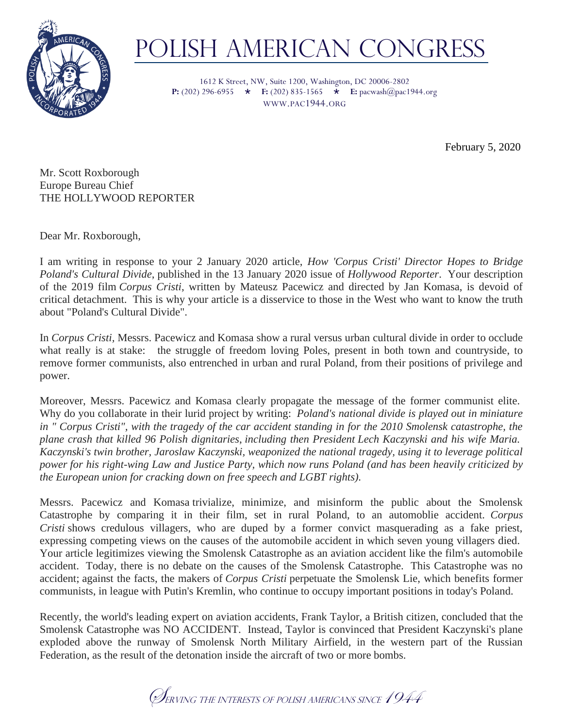# POLISH AMERICAN CONGRESS

1612 K Street, NW, Suite 1200, Washington, DC 20006-2802
**P:** (202) 296-6955 ★ **F:** (202) 835-1565 ★ **E:** pacwash@pac1944.org
WWW.PAC1944.ORG

February 5, 2020

Mr. Scott Roxborough
Europe Bureau Chief
THE HOLLYWOOD REPORTER

Dear Mr. Roxborough,

I am writing in response to your 2 January 2020 article, *How 'Corpus Cristi' Director Hopes to Bridge Poland's Cultural Divide*, published in the 13 January 2020 issue of *Hollywood Reporter*. Your description of the 2019 film *Corpus Cristi*, written by Mateusz Pacewicz and directed by Jan Komasa, is devoid of critical detachment. This is why your article is a disservice to those in the West who want to know the truth about "Poland's Cultural Divide".

In *Corpus Cristi*, Messrs. Pacewicz and Komasa show a rural versus urban cultural divide in order to occlude what really is at stake: the struggle of freedom loving Poles, present in both town and countryside, to remove former communists, also entrenched in urban and rural Poland, from their positions of privilege and power.

Moreover, Messrs. Pacewicz and Komasa clearly propagate the message of the former communist elite. Why do you collaborate in their lurid project by writing: *Poland's national divide is played out in miniature in " Corpus Cristi", with the tragedy of the car accident standing in for the 2010 Smolensk catastrophe, the plane crash that killed 96 Polish dignitaries, including then President Lech Kaczynski and his wife Maria. Kaczynski's twin brother, Jaroslaw Kaczynski, weaponized the national tragedy, using it to leverage political power for his right-wing Law and Justice Party, which now runs Poland (and has been heavily criticized by the European union for cracking down on free speech and LGBT rights).*

Messrs. Pacewicz and Komasa trivialize, minimize, and misinform the public about the Smolensk Catastrophe by comparing it in their film, set in rural Poland, to an automoblie accident. *Corpus Cristi* shows credulous villagers, who are duped by a former convict masquerading as a fake priest, expressing competing views on the causes of the automobile accident in which seven young villagers died. Your article legitimizes viewing the Smolensk Catastrophe as an aviation accident like the film's automobile accident. Today, there is no debate on the causes of the Smolensk Catastrophe. This Catastrophe was no accident; against the facts, the makers of *Corpus Cristi* perpetuate the Smolensk Lie, which benefits former communists, in league with Putin's Kremlin, who continue to occupy important positions in today's Poland.

Recently, the world's leading expert on aviation accidents, Frank Taylor, a British citizen, concluded that the Smolensk Catastrophe was NO ACCIDENT. Instead, Taylor is convinced that President Kaczynski's plane exploded above the runway of Smolensk North Military Airfield, in the western part of the Russian Federation, as the result of the detonation inside the aircraft of two or more bombs.

*Serving the interests of Polish Americans since 1944*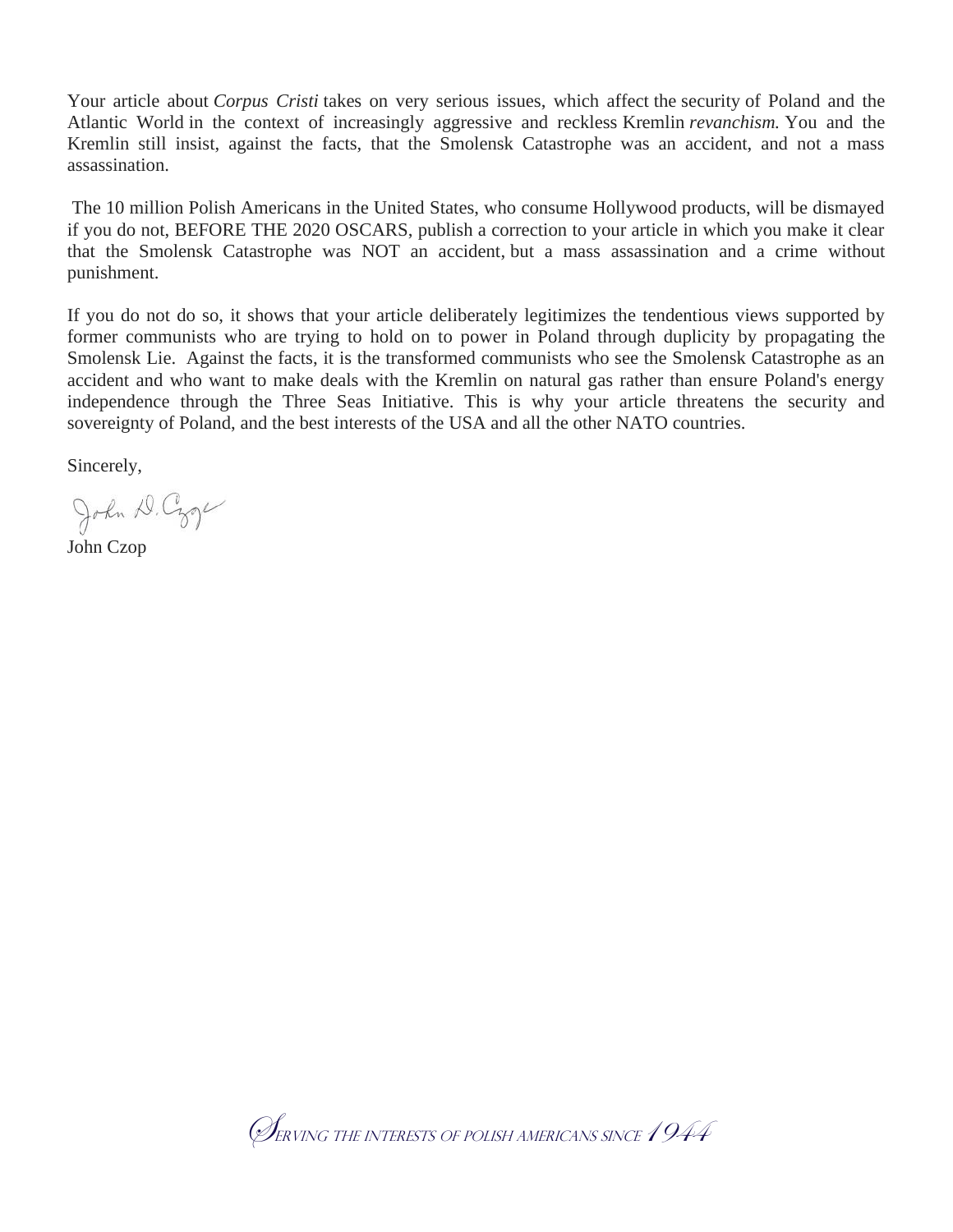Your article about *Corpus Cristi* takes on very serious issues, which affect the security of Poland and the Atlantic World in the context of increasingly aggressive and reckless Kremlin *revanchism.* You and the Kremlin still insist, against the facts, that the Smolensk Catastrophe was an accident, and not a mass assassination.

The 10 million Polish Americans in the United States, who consume Hollywood products, will be dismayed if you do not, BEFORE THE 2020 OSCARS, publish a correction to your article in which you make it clear that the Smolensk Catastrophe was NOT an accident, but a mass assassination and a crime without punishment.

If you do not do so, it shows that your article deliberately legitimizes the tendentious views supported by former communists who are trying to hold on to power in Poland through duplicity by propagating the Smolensk Lie. Against the facts, it is the transformed communists who see the Smolensk Catastrophe as an accident and who want to make deals with the Kremlin on natural gas rather than ensure Poland's energy independence through the Three Seas Initiative. This is why your article threatens the security and sovereignty of Poland, and the best interests of the USA and all the other NATO countries.

Sincerely,

John D. Czop

John Czop

*Serving the interests of Polish Americans since 1944*